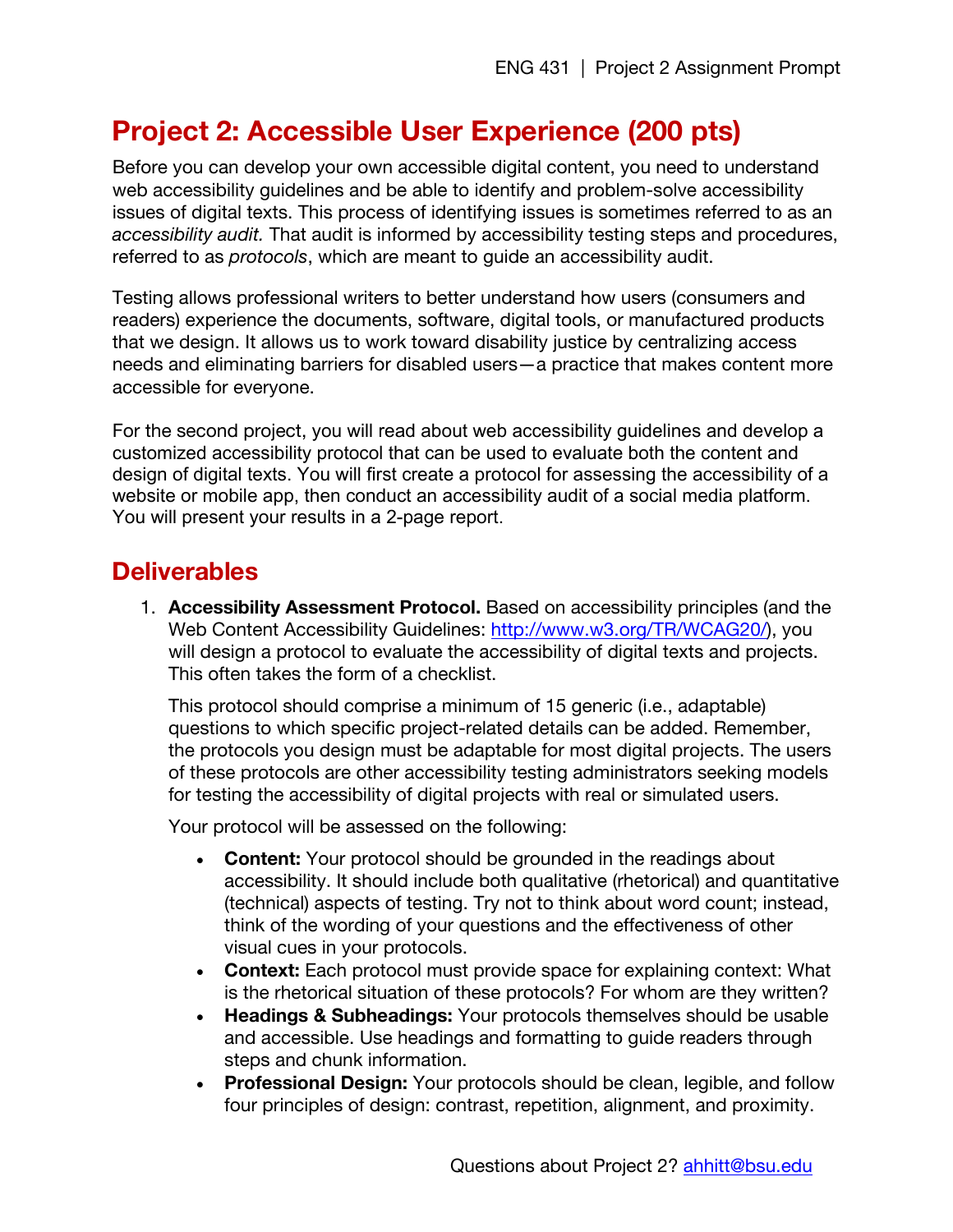# Project 2: Accessible User Experience (200 pts)

Before you can develop your own accessible digital content, you need to understand web accessibility guidelines and be able to identify and problem-solve accessibility issues of digital texts. This process of identifying issues is sometimes referred to as an *accessibility audit.* That audit is informed by accessibility testing steps and procedures, referred to as *protocols*, which are meant to guide an accessibility audit.

Testing allows professional writers to better understand how users (consumers and readers) experience the documents, software, digital tools, or manufactured products that we design. It allows us to work toward disability justice by centralizing access needs and eliminating barriers for disabled users—a practice that makes content more accessible for everyone.

For the second project, you will read about web accessibility guidelines and develop a customized accessibility protocol that can be used to evaluate both the content and design of digital texts. You will first create a protocol for assessing the accessibility of a website or mobile app, then conduct an accessibility audit of a social media platform. You will present your results in a 2-page report.

## Deliverables

1. **Accessibility Assessment Protocol.** Based on accessibility principles (and the Web Content Accessibility Guidelines: [http://www.w3.org/TR/WCAG20/](http://www.w3.org/TR/WCAG20/)), you will design a protocol to evaluate the accessibility of digital texts and projects. This often takes the form of a checklist.

   This protocol should comprise a minimum of 15 generic (i.e., adaptable) questions to which specific project-related details can be added. Remember, the protocols you design must be adaptable for most digital projects. The users of these protocols are other accessibility testing administrators seeking models for testing the accessibility of digital projects with real or simulated users.

   Your protocol will be assessed on the following:

   - **Content:** Your protocol should be grounded in the readings about accessibility. It should include both qualitative (rhetorical) and quantitative (technical) aspects of testing. Try not to think about word count; instead, think of the wording of your questions and the effectiveness of other visual cues in your protocols.
   - **Context:** Each protocol must provide space for explaining context: What is the rhetorical situation of these protocols? For whom are they written?
   - **Headings & Subheadings:** Your protocols themselves should be usable and accessible. Use headings and formatting to guide readers through steps and chunk information.
   - **Professional Design:** Your protocols should be clean, legible, and follow four principles of design: contrast, repetition, alignment, and proximity.

Questions about Project 2? [ahhitt@bsu.edu](mailto:ahhitt@bsu.edu)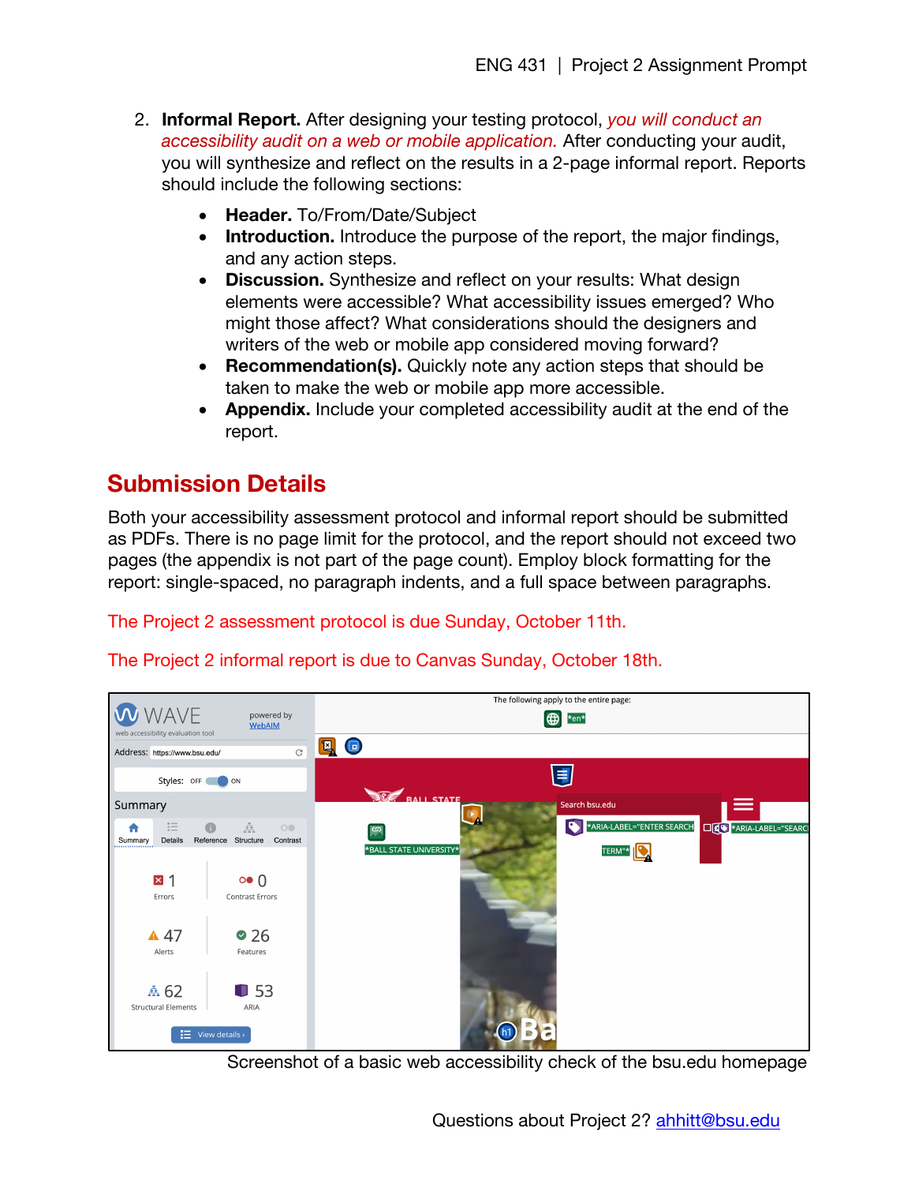2. **Informal Report.** After designing your testing protocol, *you will conduct an accessibility audit on a web or mobile application.* After conducting your audit, you will synthesize and reflect on the results in a 2-page informal report. Reports should include the following sections:
    - **Header.** To/From/Date/Subject
    - **Introduction.** Introduce the purpose of the report, the major findings, and any action steps.
    - **Discussion.** Synthesize and reflect on your results: What design elements were accessible? What accessibility issues emerged? Who might those affect? What considerations should the designers and writers of the web or mobile app considered moving forward?
    - **Recommendation(s).** Quickly note any action steps that should be taken to make the web or mobile app more accessible.
    - **Appendix.** Include your completed accessibility audit at the end of the report.

## Submission Details

Both your accessibility assessment protocol and informal report should be submitted as PDFs. There is no page limit for the protocol, and the report should not exceed two pages (the appendix is not part of the page count). Employ block formatting for the report: single-spaced, no paragraph indents, and a full space between paragraphs.

The Project 2 assessment protocol is due Sunday, October 11th.

The Project 2 informal report is due to Canvas Sunday, October 18th.

Screenshot of a basic web accessibility check of the bsu.edu homepage

Questions about Project 2? [ahhitt@bsu.edu](mailto:ahhitt@bsu.edu)